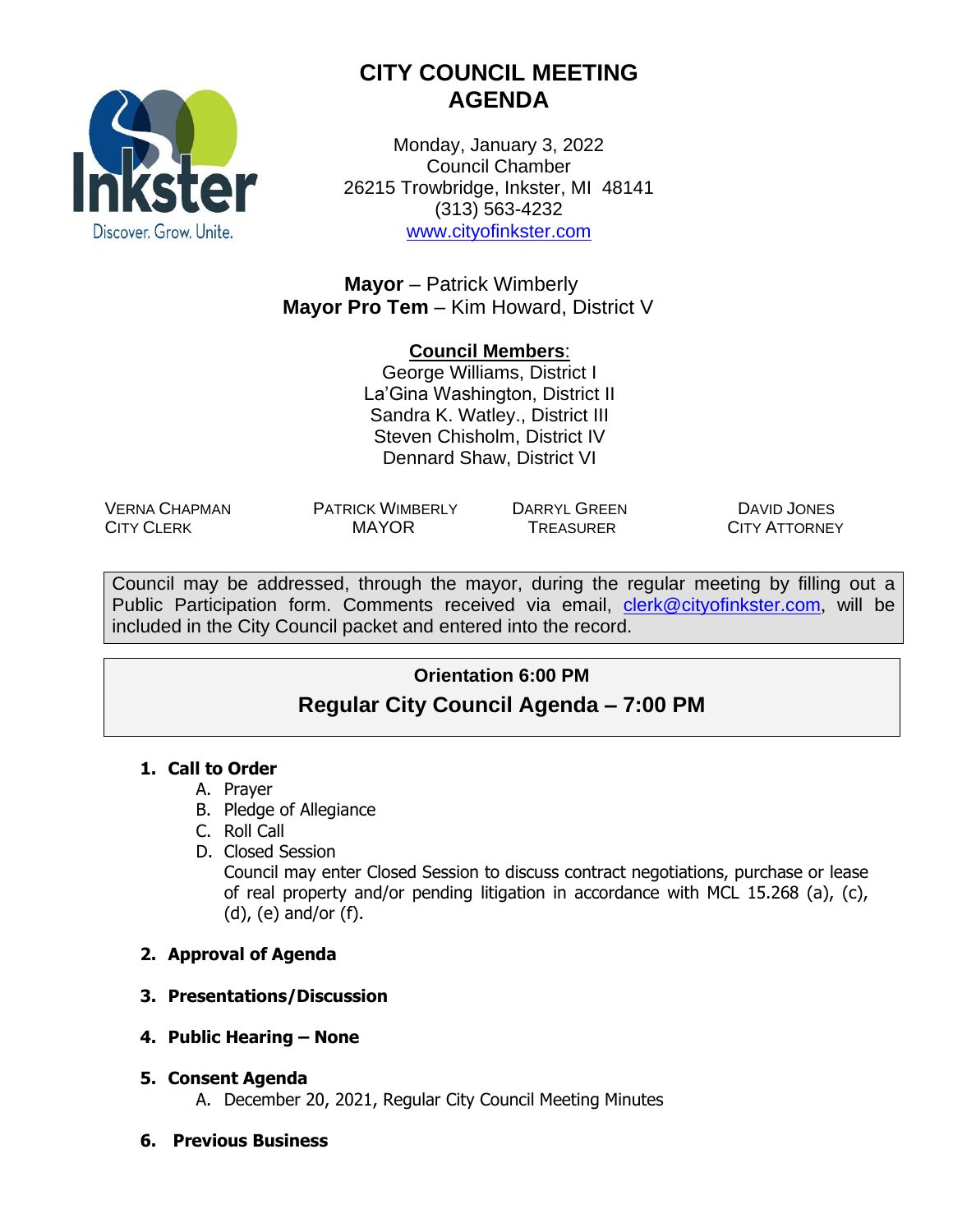# CITY COUNCIL MEETING AGENDA

Monday, January 3, 2022
Council Chamber
26215 Trowbridge, Inkster, MI 48141
(313) 563-4232
www.cityofinkster.com

**Mayor** – Patrick Wimberly
**Mayor Pro Tem** – Kim Howard, District V

**Council Members**:
George Williams, District I
La'Gina Washington, District II
Sandra K. Watley., District III
Steven Chisholm, District IV
Dennard Shaw, District VI

| VERNA CHAPMAN | PATRICK WIMBERLY | DARRYL GREEN | DAVID JONES |
|---|---|---|---|
| CITY CLERK | MAYOR | TREASURER | CITY ATTORNEY |

Council may be addressed, through the mayor, during the regular meeting by filling out a Public Participation form. Comments received via email, clerk@cityofinkster.com, will be included in the City Council packet and entered into the record.

**Orientation 6:00 PM**

## Regular City Council Agenda – 7:00 PM

1. **Call to Order**
   A. Prayer
   B. Pledge of Allegiance
   C. Roll Call
   D. Closed Session
   Council may enter Closed Session to discuss contract negotiations, purchase or lease of real property and/or pending litigation in accordance with MCL 15.268 (a), (c), (d), (e) and/or (f).

2. **Approval of Agenda**

3. **Presentations/Discussion**

4. **Public Hearing – None**

5. **Consent Agenda**
   A. December 20, 2021, Regular City Council Meeting Minutes

6. **Previous Business**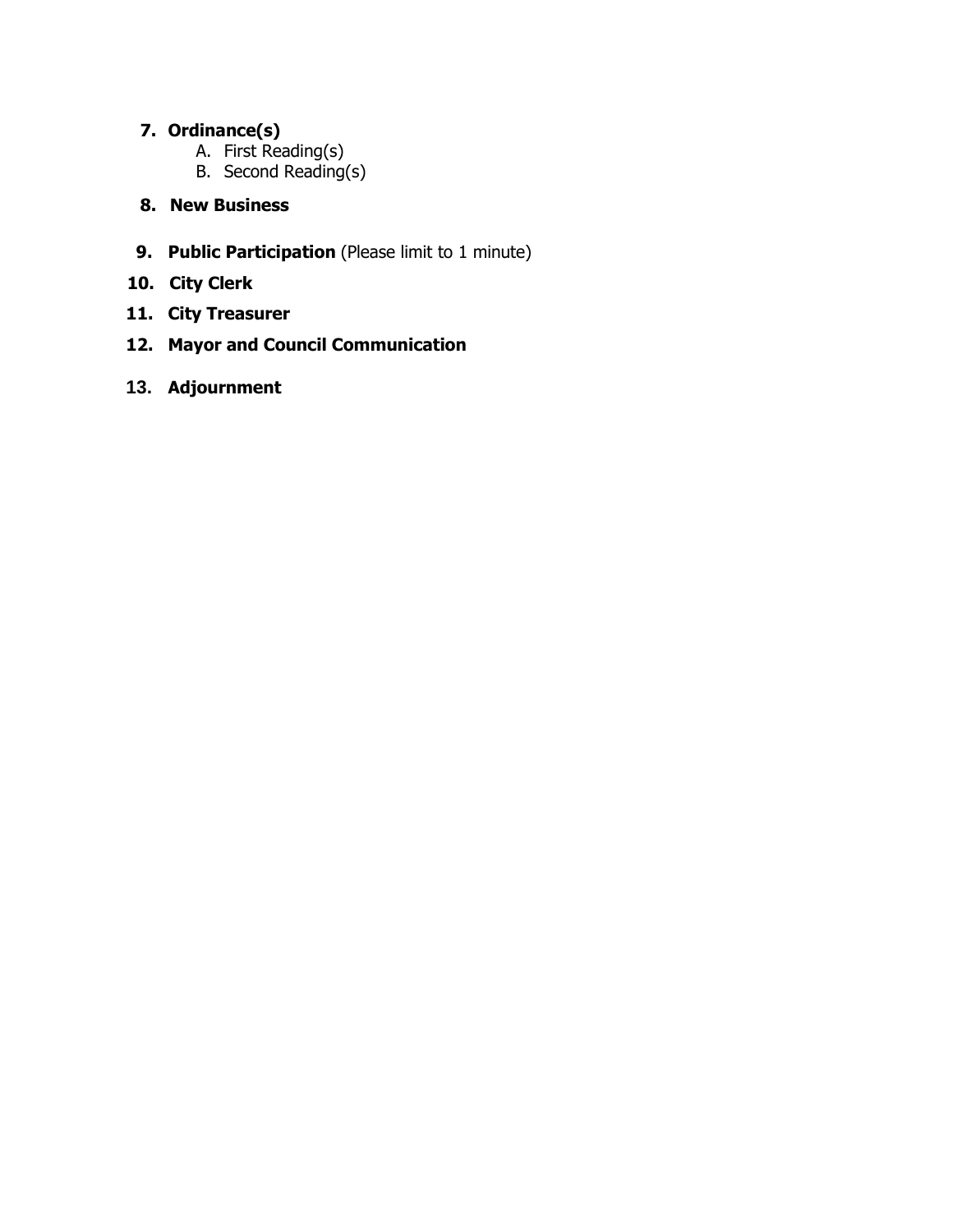7. **Ordinance(s)**
    A. First Reading(s)
    B. Second Reading(s)

8. **New Business**

9. **Public Participation** (Please limit to 1 minute)

10. **City Clerk**

11. **City Treasurer**

12. **Mayor and Council Communication**

13. **Adjournment**